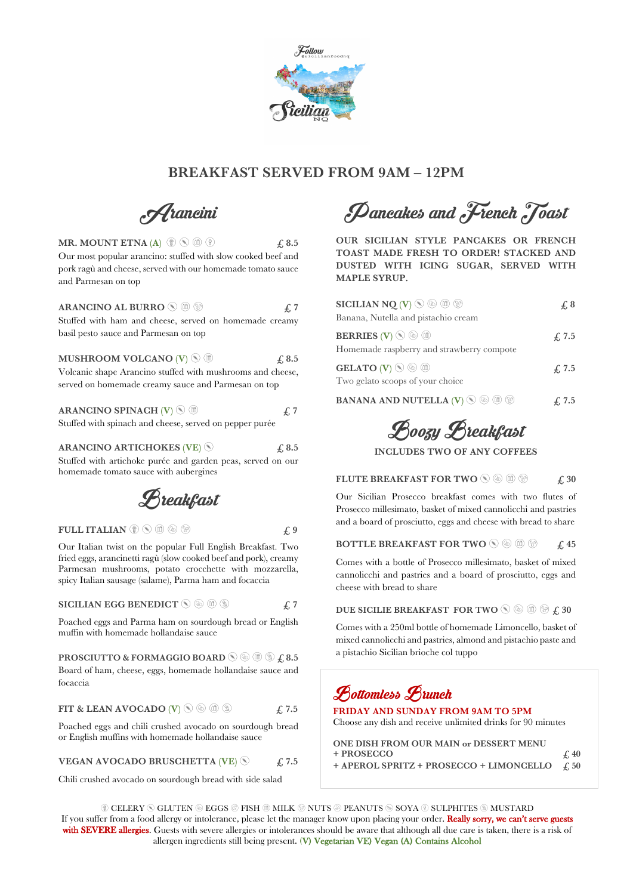Follow @sicilianfoodnq

Sicilian NQ

# BREAKFAST SERVED FROM 9AM – 12PM

## Arancini

**MR. MOUNT ETNA (A)** £ 8.5
Our most popular arancino: stuffed with slow cooked beef and pork ragù and cheese, served with our homemade tomato sauce and Parmesan on top

**ARANCINO AL BURRO** £ 7
Stuffed with ham and cheese, served on homemade creamy basil pesto sauce and Parmesan on top

**MUSHROOM VOLCANO (V)** £ 8.5
Volcanic shape Arancino stuffed with mushrooms and cheese, served on homemade creamy sauce and Parmesan on top

**ARANCINO SPINACH (V)** £ 7
Stuffed with spinach and cheese, served on pepper purée

**ARANCINO ARTICHOKES (VE)** £ 8.5
Stuffed with artichoke purée and garden peas, served on our homemade tomato sauce with aubergines

## Breakfast

**FULL ITALIAN** £ 9
Our Italian twist on the popular Full English Breakfast. Two fried eggs, arancinetti ragù (slow cooked beef and pork), creamy Parmesan mushrooms, potato crocchette with mozzarella, spicy Italian sausage (salame), Parma ham and focaccia

**SICILIAN EGG BENEDICT** £ 7
Poached eggs and Parma ham on sourdough bread or English muffin with homemade hollandaise sauce

**PROSCIUTTO & FORMAGGIO BOARD** £ 8.5
Board of ham, cheese, eggs, homemade hollandaise sauce and focaccia

**FIT & LEAN AVOCADO (V)** £ 7.5
Poached eggs and chili crushed avocado on sourdough bread or English muffins with homemade hollandaise sauce

**VEGAN AVOCADO BRUSCHETTA (VE)** £ 7.5
Chili crushed avocado on sourdough bread with side salad

## Pancakes and French Toast

**OUR SICILIAN STYLE PANCAKES OR FRENCH TOAST MADE FRESH TO ORDER! STACKED AND DUSTED WITH ICING SUGAR, SERVED WITH MAPLE SYRUP.**

**SICILIAN NQ (V)** £ 8
Banana, Nutella and pistachio cream

**BERRIES (V)** £ 7.5
Homemade raspberry and strawberry compote

**GELATO (V)** £ 7.5
Two gelato scoops of your choice

**BANANA AND NUTELLA (V)** £ 7.5

## Boozy Breakfast

**INCLUDES TWO OF ANY COFFEES**

**FLUTE BREAKFAST FOR TWO** £ 30
Our Sicilian Prosecco breakfast comes with two flutes of Prosecco millesimato, basket of mixed cannolicchi and pastries and a board of prosciutto, eggs and cheese with bread to share

**BOTTLE BREAKFAST FOR TWO** £ 45
Comes with a bottle of Prosecco millesimato, basket of mixed cannolicchi and pastries and a board of prosciutto, eggs and cheese with bread to share

**DUE SICILIE BREAKFAST FOR TWO** £ 30
Comes with a 250ml bottle of homemade Limoncello, basket of mixed cannolicchi and pastries, almond and pistachio paste and a pistachio Sicilian brioche col tuppo

## Bottomless Brunch

**FRIDAY AND SUNDAY FROM 9AM TO 5PM**
Choose any dish and receive unlimited drinks for 90 minutes

**ONE DISH FROM OUR MAIN or DESSERT MENU**
**+ PROSECCO** £ 40
**+ APEROL SPRITZ + PROSECCO + LIMONCELLO** £ 50

CELERY · GLUTEN · EGGS · FISH · MILK · NUTS · PEANUTS · SOYA · SULPHITES · MUSTARD

If you suffer from a food allergy or intolerance, please let the manager know upon placing your order. Really sorry, we can't serve guests with SEVERE allergies. Guests with severe allergies or intolerances should be aware that although all due care is taken, there is a risk of allergen ingredients still being present. (V) Vegetarian VE) Vegan (A) Contains Alcohol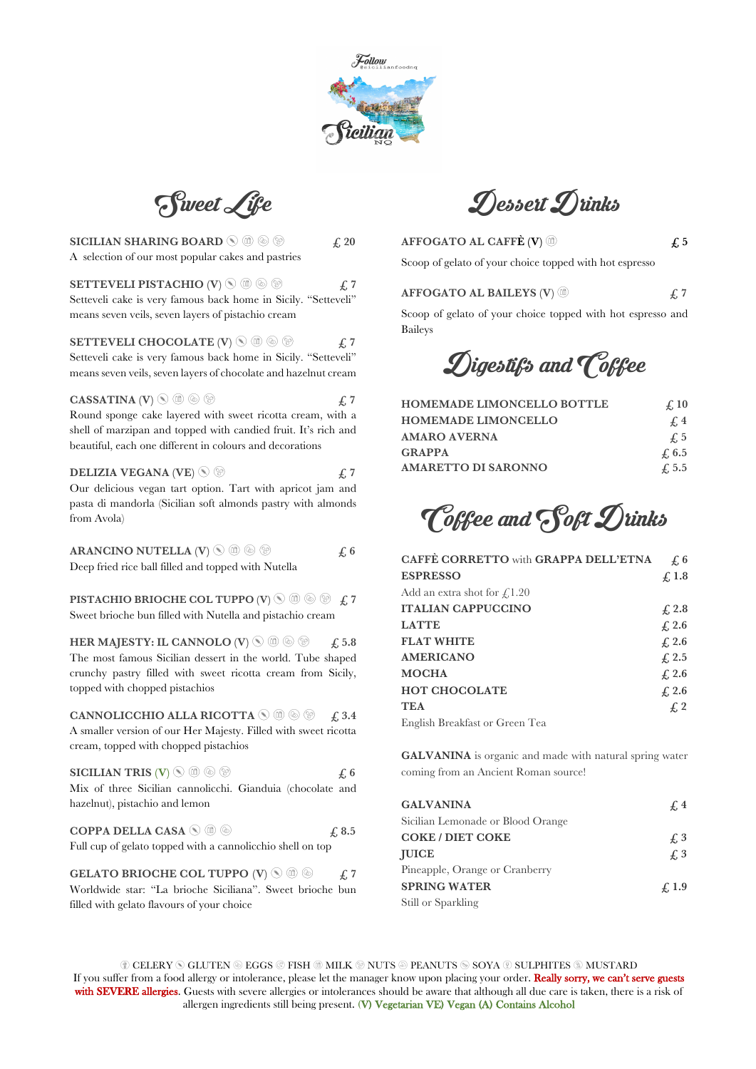Follow @sicilianfoodnq

Sicilian NQ

## Sweet Life

**SICILIAN SHARING BOARD** £ 20
A selection of our most popular cakes and pastries

**SETTEVELI PISTACHIO (V)** £ 7
Setteveli cake is very famous back home in Sicily. "Setteveli" means seven veils, seven layers of pistachio cream

**SETTEVELI CHOCOLATE (V)** £ 7
Setteveli cake is very famous back home in Sicily. "Setteveli" means seven veils, seven layers of chocolate and hazelnut cream

**CASSATINA (V)** £ 7
Round sponge cake layered with sweet ricotta cream, with a shell of marzipan and topped with candied fruit. It's rich and beautiful, each one different in colours and decorations

**DELIZIA VEGANA (VE)** £ 7
Our delicious vegan tart option. Tart with apricot jam and pasta di mandorla (Sicilian soft almonds pastry with almonds from Avola)

**ARANCINO NUTELLA (V)** £ 6
Deep fried rice ball filled and topped with Nutella

**PISTACHIO BRIOCHE COL TUPPO (V)** £ 7
Sweet brioche bun filled with Nutella and pistachio cream

**HER MAJESTY: IL CANNOLO (V)** £ 5.8
The most famous Sicilian dessert in the world. Tube shaped crunchy pastry filled with sweet ricotta cream from Sicily, topped with chopped pistachios

**CANNOLICCHIO ALLA RICOTTA** £ 3.4
A smaller version of our Her Majesty. Filled with sweet ricotta cream, topped with chopped pistachios

**SICILIAN TRIS (V)** £ 6
Mix of three Sicilian cannolicchi. Gianduia (chocolate and hazelnut), pistachio and lemon

**COPPA DELLA CASA** £ 8.5
Full cup of gelato topped with a cannolicchio shell on top

**GELATO BRIOCHE COL TUPPO (V)** £ 7
Worldwide star: "La brioche Siciliana". Sweet brioche bun filled with gelato flavours of your choice

## Dessert Drinks

**AFFOGATO AL CAFFÈ (V)** £ 5
Scoop of gelato of your choice topped with hot espresso

**AFFOGATO AL BAILEYS (V)** £ 7
Scoop of gelato of your choice topped with hot espresso and Baileys

## Digestifs and Coffee

| | |
|---|---|
| **HOMEMADE LIMONCELLO BOTTLE** | £ 10 |
| **HOMEMADE LIMONCELLO** | £ 4 |
| **AMARO AVERNA** | £ 5 |
| **GRAPPA** | £ 6.5 |
| **AMARETTO DI SARONNO** | £ 5.5 |

## Coffee and Soft Drinks

| | |
|---|---|
| **CAFFÈ CORRETTO** with **GRAPPA DELL'ETNA** | £ 6 |
| **ESPRESSO** | £ 1.8 |
| Add an extra shot for £1.20 | |
| **ITALIAN CAPPUCCINO** | £ 2.8 |
| **LATTE** | £ 2.6 |
| **FLAT WHITE** | £ 2.6 |
| **AMERICANO** | £ 2.5 |
| **MOCHA** | £ 2.6 |
| **HOT CHOCOLATE** | £ 2.6 |
| **TEA** | £ 2 |
| English Breakfast or Green Tea | |

**GALVANINA** is organic and made with natural spring water coming from an Ancient Roman source!

| | |
|---|---|
| **GALVANINA** | £ 4 |
| Sicilian Lemonade or Blood Orange | |
| **COKE / DIET COKE** | £ 3 |
| **JUICE** | £ 3 |
| Pineapple, Orange or Cranberry | |
| **SPRING WATER** | £ 1.9 |
| Still or Sparkling | |

CELERY GLUTEN EGGS FISH MILK NUTS PEANUTS SOYA SULPHITES MUSTARD

If you suffer from a food allergy or intolerance, please let the manager know upon placing your order. Really sorry, we can't serve guests with SEVERE allergies. Guests with severe allergies or intolerances should be aware that although all due care is taken, there is a risk of allergen ingredients still being present. (V) Vegetarian VE) Vegan (A) Contains Alcohol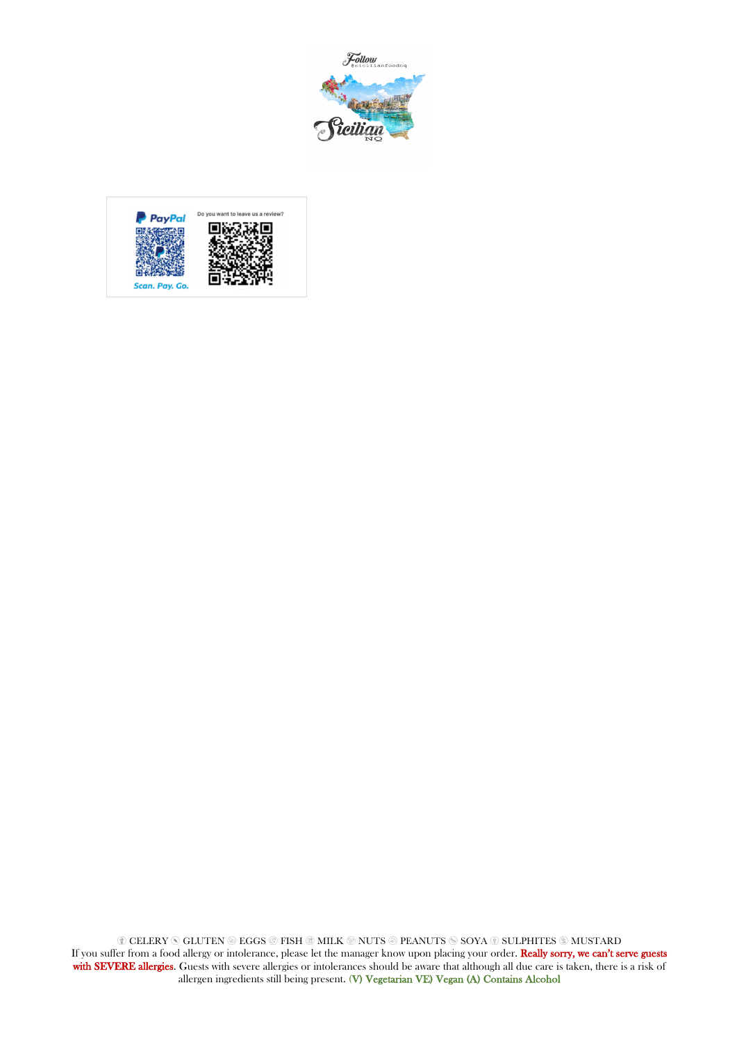Follow @sicilianfoodnq

Sicilian NQ

PayPal

Scan. Pay. Go.

Do you want to leave us a review?

CELERY GLUTEN EGGS FISH MILK NUTS PEANUTS SOYA SULPHITES MUSTARD

If you suffer from a food allergy or intolerance, please let the manager know upon placing your order. Really sorry, we can't serve guests with SEVERE allergies. Guests with severe allergies or intolerances should be aware that although all due care is taken, there is a risk of allergen ingredients still being present. (V) Vegetarian VE) Vegan (A) Contains Alcohol